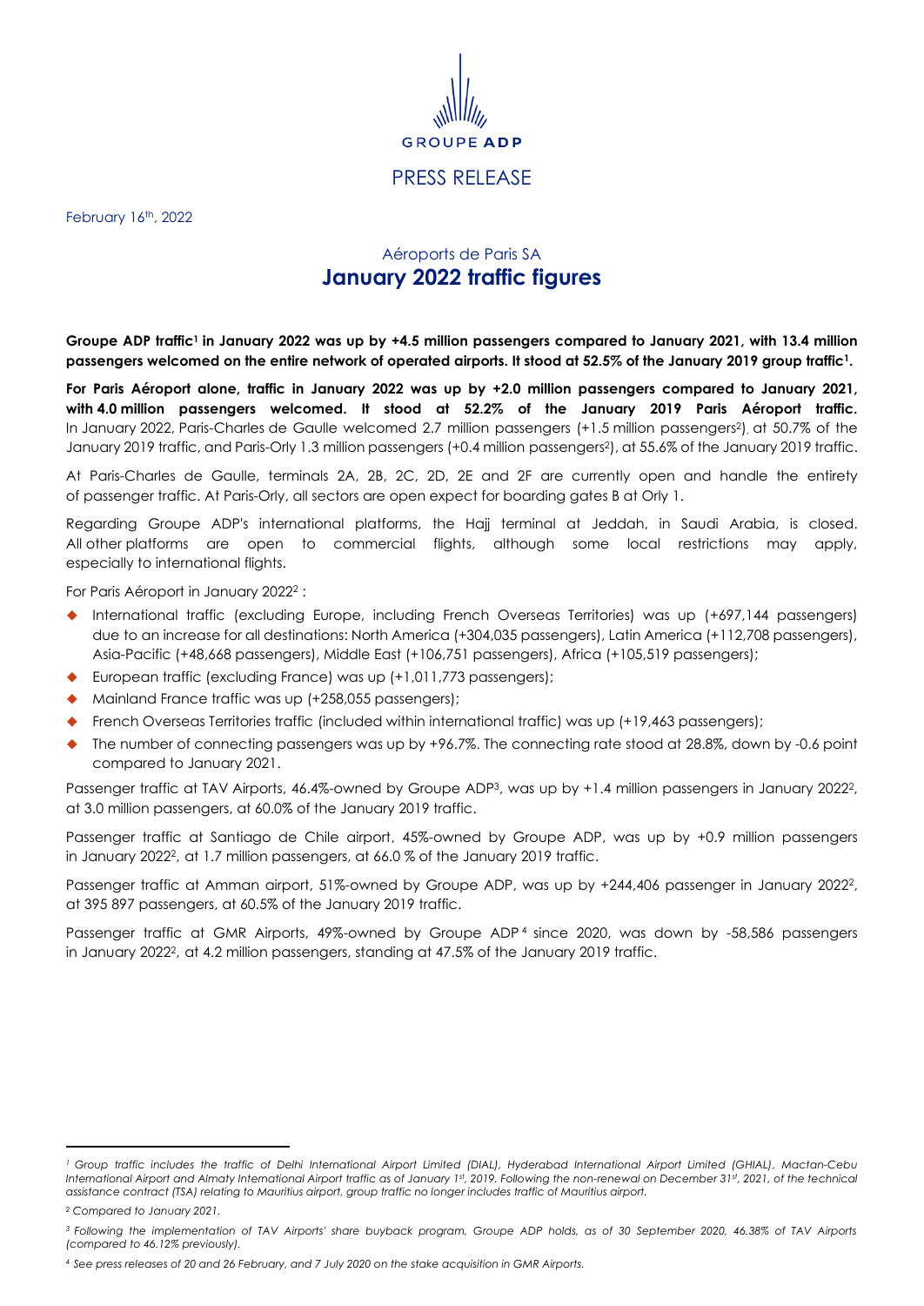GROUPE ADP

PRESS RELEASE

February 16th, 2022

# Aéroports de Paris SA
# January 2022 traffic figures

**Groupe ADP traffic[1] in January 2022 was up by +4.5 million passengers compared to January 2021, with 13.4 million passengers welcomed on the entire network of operated airports. It stood at 52.5% of the January 2019 group traffic[1].**

**For Paris Aéroport alone, traffic in January 2022 was up by +2.0 million passengers compared to January 2021, with 4.0 million passengers welcomed. It stood at 52.2% of the January 2019 Paris Aéroport traffic.** In January 2022, Paris-Charles de Gaulle welcomed 2.7 million passengers (+1.5 million passengers[2]), at 50.7% of the January 2019 traffic, and Paris-Orly 1.3 million passengers (+0.4 million passengers[2]), at 55.6% of the January 2019 traffic.

At Paris-Charles de Gaulle, terminals 2A, 2B, 2C, 2D, 2E and 2F are currently open and handle the entirety of passenger traffic. At Paris-Orly, all sectors are open expect for boarding gates B at Orly 1.

Regarding Groupe ADP's international platforms, the Hajj terminal at Jeddah, in Saudi Arabia, is closed. All other platforms are open to commercial flights, although some local restrictions may apply, especially to international flights.

For Paris Aéroport in January 2022[2] :

- International traffic (excluding Europe, including French Overseas Territories) was up (+697,144 passengers) due to an increase for all destinations: North America (+304,035 passengers), Latin America (+112,708 passengers), Asia-Pacific (+48,668 passengers), Middle East (+106,751 passengers), Africa (+105,519 passengers);
- European traffic (excluding France) was up (+1,011,773 passengers);
- Mainland France traffic was up (+258,055 passengers);
- French Overseas Territories traffic (included within international traffic) was up (+19,463 passengers);
- The number of connecting passengers was up by +96.7%. The connecting rate stood at 28.8%, down by -0.6 point compared to January 2021.

Passenger traffic at TAV Airports, 46.4%-owned by Groupe ADP[3], was up by +1.4 million passengers in January 2022[2], at 3.0 million passengers, at 60.0% of the January 2019 traffic.

Passenger traffic at Santiago de Chile airport, 45%-owned by Groupe ADP, was up by +0.9 million passengers in January 2022[2], at 1.7 million passengers, at 66.0 % of the January 2019 traffic.

Passenger traffic at Amman airport, 51%-owned by Groupe ADP, was up by +244,406 passenger in January 2022[2], at 395 897 passengers, at 60.5% of the January 2019 traffic.

Passenger traffic at GMR Airports, 49%-owned by Groupe ADP[4] since 2020, was down by -58,586 passengers in January 2022[2], at 4.2 million passengers, standing at 47.5% of the January 2019 traffic.

---

*[1] Group traffic includes the traffic of Delhi International Airport Limited (DIAL), Hyderabad International Airport Limited (GHIAL), Mactan-Cebu International Airport and Almaty International Airport traffic as of January 1st, 2019. Following the non-renewal on December 31st, 2021, of the technical assistance contract (TSA) relating to Mauritius airport, group traffic no longer includes traffic of Mauritius airport.*

*[2] Compared to January 2021.*

*[3] Following the implementation of TAV Airports' share buyback program, Groupe ADP holds, as of 30 September 2020, 46.38% of TAV Airports (compared to 46.12% previously).*

*[4] See press releases of 20 and 26 February, and 7 July 2020 on the stake acquisition in GMR Airports.*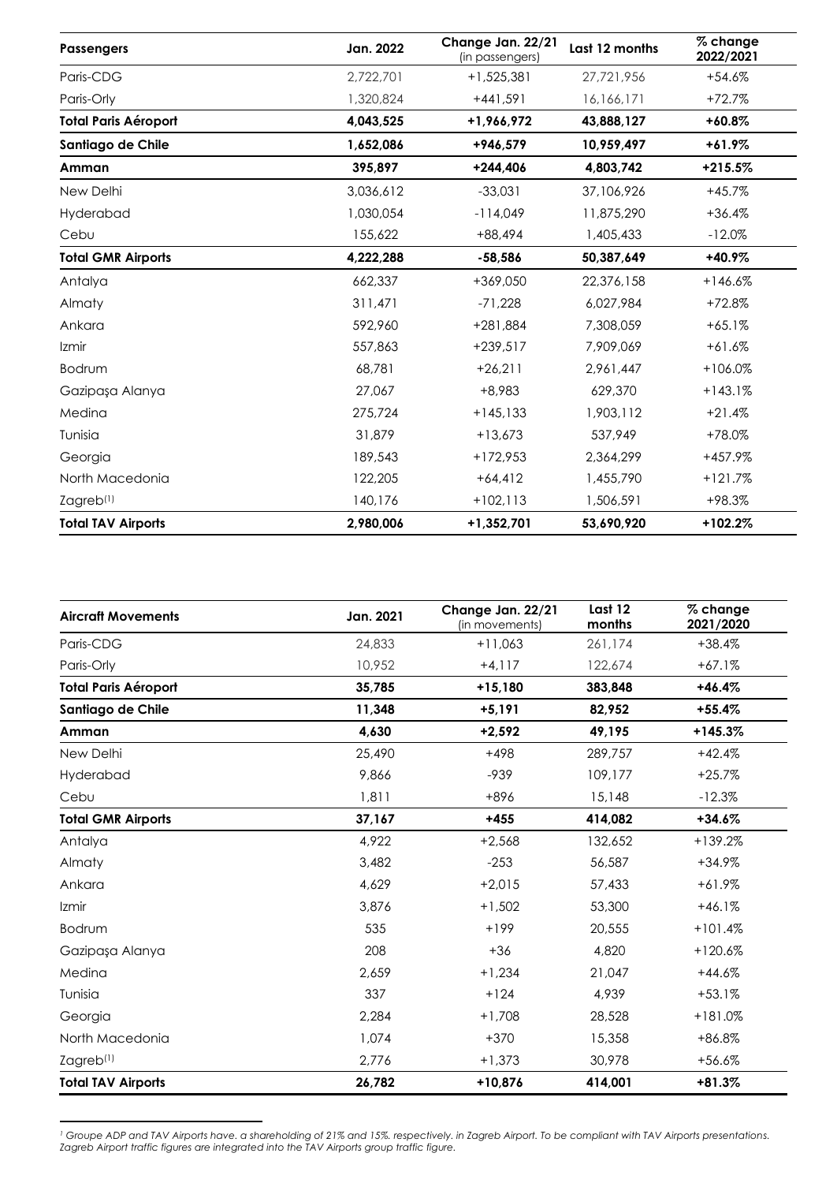| Passengers | Jan. 2022 | Change Jan. 22/21 (in passengers) | Last 12 months | % change 2022/2021 |
|---|---|---|---|---|
| Paris-CDG | 2,722,701 | +1,525,381 | 27,721,956 | +54.6% |
| Paris-Orly | 1,320,824 | +441,591 | 16,166,171 | +72.7% |
| **Total Paris Aéroport** | **4,043,525** | **+1,966,972** | **43,888,127** | **+60.8%** |
| **Santiago de Chile** | **1,652,086** | **+946,579** | **10,959,497** | **+61.9%** |
| **Amman** | **395,897** | **+244,406** | **4,803,742** | **+215.5%** |
| New Delhi | 3,036,612 | -33,031 | 37,106,926 | +45.7% |
| Hyderabad | 1,030,054 | -114,049 | 11,875,290 | +36.4% |
| Cebu | 155,622 | +88,494 | 1,405,433 | -12.0% |
| **Total GMR Airports** | **4,222,288** | **-58,586** | **50,387,649** | **+40.9%** |
| Antalya | 662,337 | +369,050 | 22,376,158 | +146.6% |
| Almaty | 311,471 | -71,228 | 6,027,984 | +72.8% |
| Ankara | 592,960 | +281,884 | 7,308,059 | +65.1% |
| Izmir | 557,863 | +239,517 | 7,909,069 | +61.6% |
| Bodrum | 68,781 | +26,211 | 2,961,447 | +106.0% |
| Gazipaşa Alanya | 27,067 | +8,983 | 629,370 | +143.1% |
| Medina | 275,724 | +145,133 | 1,903,112 | +21.4% |
| Tunisia | 31,879 | +13,673 | 537,949 | +78.0% |
| Georgia | 189,543 | +172,953 | 2,364,299 | +457.9% |
| North Macedonia | 122,205 | +64,412 | 1,455,790 | +121.7% |
| Zagreb[(1)] | 140,176 | +102,113 | 1,506,591 | +98.3% |
| **Total TAV Airports** | **2,980,006** | **+1,352,701** | **53,690,920** | **+102.2%** |

| Aircraft Movements | Jan. 2021 | Change Jan. 22/21 (in movements) | Last 12 months | % change 2021/2020 |
|---|---|---|---|---|
| Paris-CDG | 24,833 | +11,063 | 261,174 | +38.4% |
| Paris-Orly | 10,952 | +4,117 | 122,674 | +67.1% |
| **Total Paris Aéroport** | **35,785** | **+15,180** | **383,848** | **+46.4%** |
| **Santiago de Chile** | **11,348** | **+5,191** | **82,952** | **+55.4%** |
| **Amman** | **4,630** | **+2,592** | **49,195** | **+145.3%** |
| New Delhi | 25,490 | +498 | 289,757 | +42.4% |
| Hyderabad | 9,866 | -939 | 109,177 | +25.7% |
| Cebu | 1,811 | +896 | 15,148 | -12.3% |
| **Total GMR Airports** | **37,167** | **+455** | **414,082** | **+34.6%** |
| Antalya | 4,922 | +2,568 | 132,652 | +139.2% |
| Almaty | 3,482 | -253 | 56,587 | +34.9% |
| Ankara | 4,629 | +2,015 | 57,433 | +61.9% |
| Izmir | 3,876 | +1,502 | 53,300 | +46.1% |
| Bodrum | 535 | +199 | 20,555 | +101.4% |
| Gazipaşa Alanya | 208 | +36 | 4,820 | +120.6% |
| Medina | 2,659 | +1,234 | 21,047 | +44.6% |
| Tunisia | 337 | +124 | 4,939 | +53.1% |
| Georgia | 2,284 | +1,708 | 28,528 | +181.0% |
| North Macedonia | 1,074 | +370 | 15,358 | +86.8% |
| Zagreb[(1)] | 2,776 | +1,373 | 30,978 | +56.6% |
| **Total TAV Airports** | **26,782** | **+10,876** | **414,001** | **+81.3%** |

*[1] Groupe ADP and TAV Airports have, a shareholding of 21% and 15%, respectively, in Zagreb Airport. To be compliant with TAV Airports presentations, Zagreb Airport traffic figures are integrated into the TAV Airports group traffic figure.*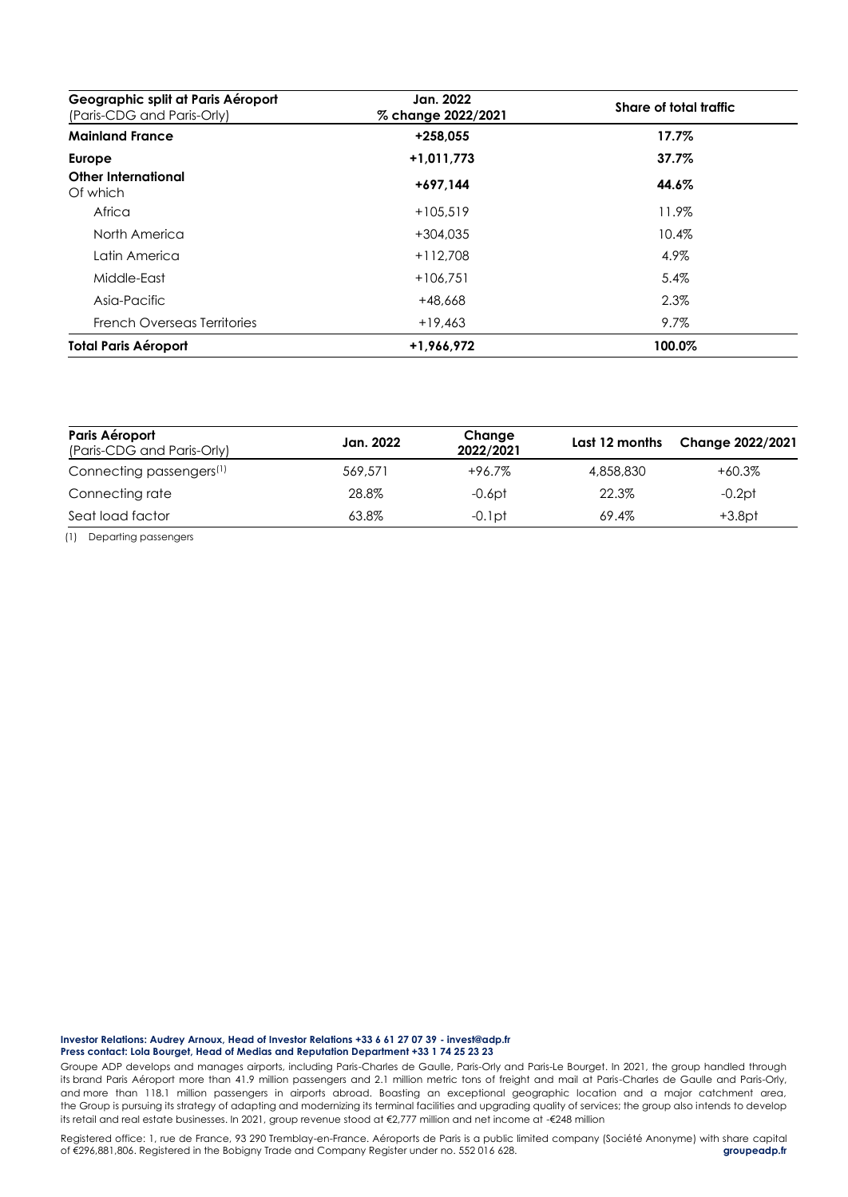| Geographic split at Paris Aéroport (Paris-CDG and Paris-Orly) | Jan. 2022 % change 2022/2021 | Share of total traffic |
|---|---|---|
| **Mainland France** | **+258,055** | **17.7%** |
| **Europe** | **+1,011,773** | **37.7%** |
| **Other International** Of which | **+697,144** | **44.6%** |
| Africa | +105,519 | 11.9% |
| North America | +304,035 | 10.4% |
| Latin America | +112,708 | 4.9% |
| Middle-East | +106,751 | 5.4% |
| Asia-Pacific | +48,668 | 2.3% |
| French Overseas Territories | +19,463 | 9.7% |
| **Total Paris Aéroport** | **+1,966,972** | **100.0%** |

| Paris Aéroport (Paris-CDG and Paris-Orly) | Jan. 2022 | Change 2022/2021 | Last 12 months | Change 2022/2021 |
|---|---|---|---|---|
| Connecting passengers[1] | 569,571 | +96.7% | 4,858,830 | +60.3% |
| Connecting rate | 28.8% | -0.6pt | 22.3% | -0.2pt |
| Seat load factor | 63.8% | -0.1pt | 69.4% | +3.8pt |

(1) Departing passengers

**Investor Relations: Audrey Arnoux, Head of Investor Relations +33 6 61 27 07 39 - invest@adp.fr**
**Press contact: Lola Bourget, Head of Medias and Reputation Department +33 1 74 25 23 23**

Groupe ADP develops and manages airports, including Paris-Charles de Gaulle, Paris-Orly and Paris-Le Bourget. In 2021, the group handled through its brand Paris Aéroport more than 41.9 million passengers and 2.1 million metric tons of freight and mail at Paris-Charles de Gaulle and Paris-Orly, and more than 118.1 million passengers in airports abroad. Boasting an exceptional geographic location and a major catchment area, the Group is pursuing its strategy of adapting and modernizing its terminal facilities and upgrading quality of services; the group also intends to develop its retail and real estate businesses. In 2021, group revenue stood at €2,777 million and net income at -€248 million

Registered office: 1, rue de France, 93 290 Tremblay-en-France. Aéroports de Paris is a public limited company (Société Anonyme) with share capital of €296,881,806. Registered in the Bobigny Trade and Company Register under no. 552 016 628. **groupeadp.fr**